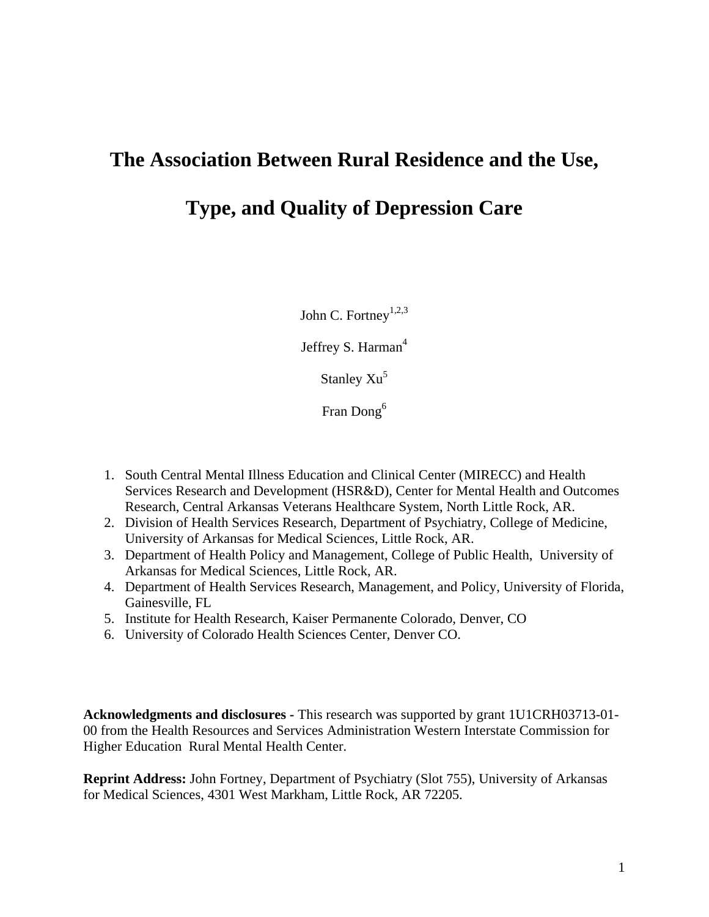# The Association Between Rural Residence and the Use, Type, and Quality of Depression Care

John C. Fortney[1,2,3]

Jeffrey S. Harman[4]

Stanley Xu[5]

Fran Dong[6]

1. South Central Mental Illness Education and Clinical Center (MIRECC) and Health Services Research and Development (HSR&D), Center for Mental Health and Outcomes Research, Central Arkansas Veterans Healthcare System, North Little Rock, AR.
2. Division of Health Services Research, Department of Psychiatry, College of Medicine, University of Arkansas for Medical Sciences, Little Rock, AR.
3. Department of Health Policy and Management, College of Public Health, University of Arkansas for Medical Sciences, Little Rock, AR.
4. Department of Health Services Research, Management, and Policy, University of Florida, Gainesville, FL
5. Institute for Health Research, Kaiser Permanente Colorado, Denver, CO
6. University of Colorado Health Sciences Center, Denver CO.

**Acknowledgments and disclosures -** This research was supported by grant 1U1CRH03713-01-00 from the Health Resources and Services Administration Western Interstate Commission for Higher Education Rural Mental Health Center.

**Reprint Address:** John Fortney, Department of Psychiatry (Slot 755), University of Arkansas for Medical Sciences, 4301 West Markham, Little Rock, AR 72205.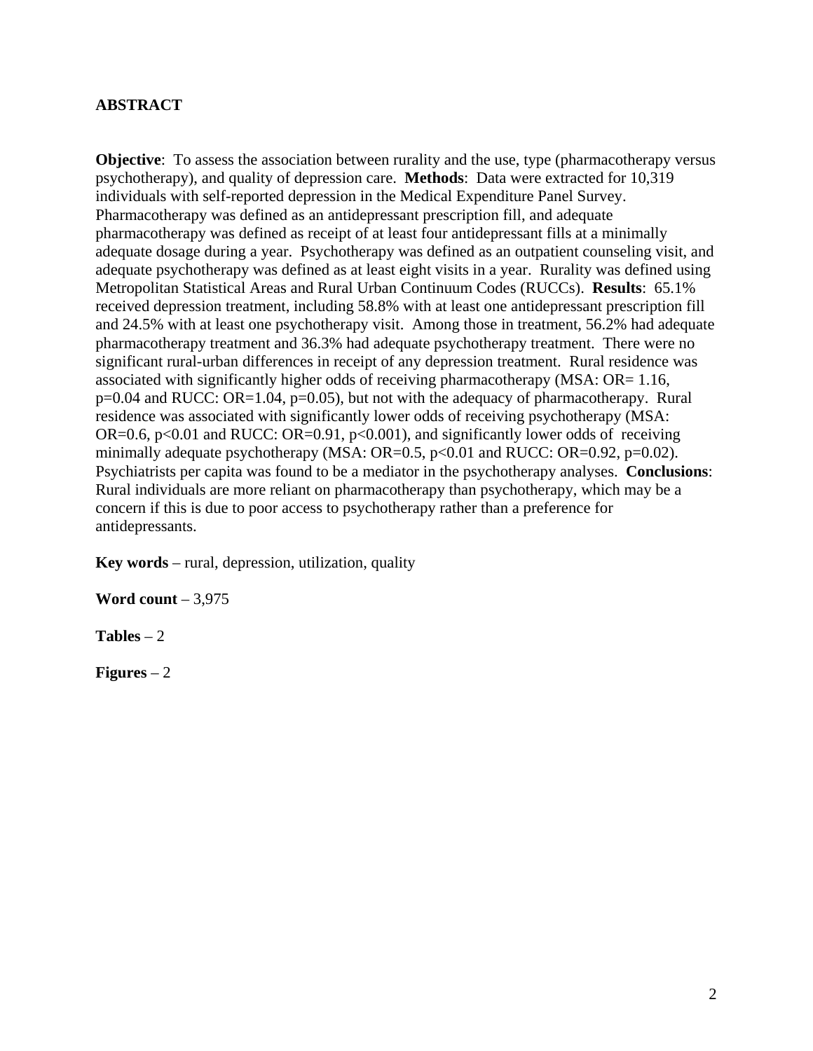## ABSTRACT

**Objective**: To assess the association between rurality and the use, type (pharmacotherapy versus psychotherapy), and quality of depression care. **Methods**: Data were extracted for 10,319 individuals with self-reported depression in the Medical Expenditure Panel Survey. Pharmacotherapy was defined as an antidepressant prescription fill, and adequate pharmacotherapy was defined as receipt of at least four antidepressant fills at a minimally adequate dosage during a year. Psychotherapy was defined as an outpatient counseling visit, and adequate psychotherapy was defined as at least eight visits in a year. Rurality was defined using Metropolitan Statistical Areas and Rural Urban Continuum Codes (RUCCs). **Results**: 65.1% received depression treatment, including 58.8% with at least one antidepressant prescription fill and 24.5% with at least one psychotherapy visit. Among those in treatment, 56.2% had adequate pharmacotherapy treatment and 36.3% had adequate psychotherapy treatment. There were no significant rural-urban differences in receipt of any depression treatment. Rural residence was associated with significantly higher odds of receiving pharmacotherapy (MSA: OR= 1.16, $p=0.04$ and RUCC: OR=1.04, $p=0.05$), but not with the adequacy of pharmacotherapy. Rural residence was associated with significantly lower odds of receiving psychotherapy (MSA: OR=0.6, $p<0.01$ and RUCC: OR=0.91, $p<0.001$), and significantly lower odds of receiving minimally adequate psychotherapy (MSA: OR=0.5, $p<0.01$ and RUCC: OR=0.92, $p=0.02$). Psychiatrists per capita was found to be a mediator in the psychotherapy analyses. **Conclusions**: Rural individuals are more reliant on pharmacotherapy than psychotherapy, which may be a concern if this is due to poor access to psychotherapy rather than a preference for antidepressants.

**Key words** – rural, depression, utilization, quality

**Word count** – 3,975

**Tables** – 2

**Figures** – 2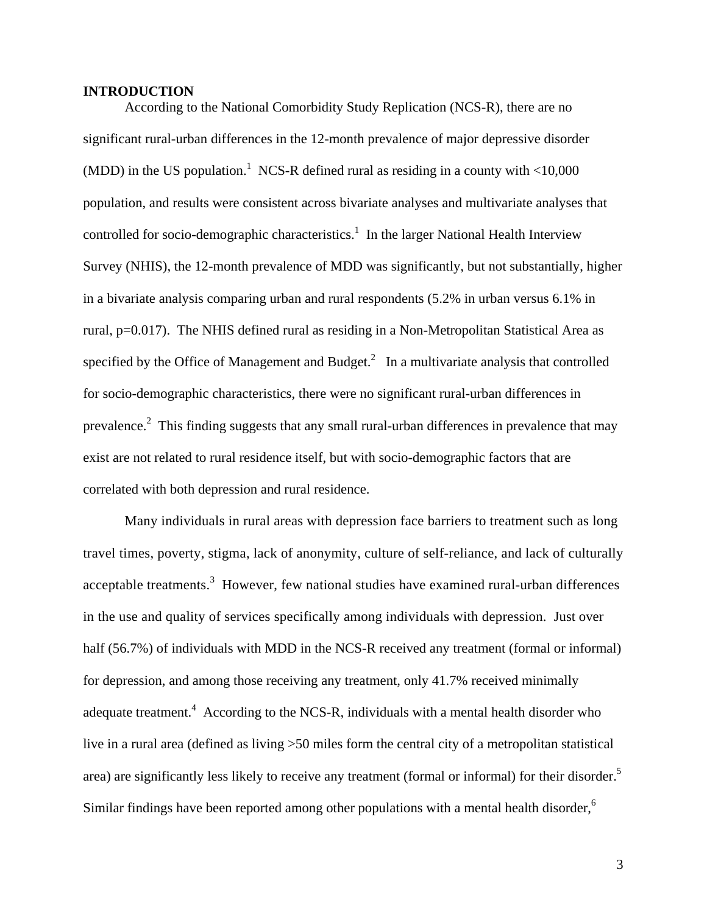## INTRODUCTION

According to the National Comorbidity Study Replication (NCS-R), there are no significant rural-urban differences in the 12-month prevalence of major depressive disorder (MDD) in the US population.[1] NCS-R defined rural as residing in a county with <10,000 population, and results were consistent across bivariate analyses and multivariate analyses that controlled for socio-demographic characteristics.[1] In the larger National Health Interview Survey (NHIS), the 12-month prevalence of MDD was significantly, but not substantially, higher in a bivariate analysis comparing urban and rural respondents (5.2% in urban versus 6.1% in rural, p=0.017). The NHIS defined rural as residing in a Non-Metropolitan Statistical Area as specified by the Office of Management and Budget.[2] In a multivariate analysis that controlled for socio-demographic characteristics, there were no significant rural-urban differences in prevalence.[2] This finding suggests that any small rural-urban differences in prevalence that may exist are not related to rural residence itself, but with socio-demographic factors that are correlated with both depression and rural residence.

Many individuals in rural areas with depression face barriers to treatment such as long travel times, poverty, stigma, lack of anonymity, culture of self-reliance, and lack of culturally acceptable treatments.[3] However, few national studies have examined rural-urban differences in the use and quality of services specifically among individuals with depression. Just over half (56.7%) of individuals with MDD in the NCS-R received any treatment (formal or informal) for depression, and among those receiving any treatment, only 41.7% received minimally adequate treatment.[4] According to the NCS-R, individuals with a mental health disorder who live in a rural area (defined as living >50 miles form the central city of a metropolitan statistical area) are significantly less likely to receive any treatment (formal or informal) for their disorder.[5] Similar findings have been reported among other populations with a mental health disorder,[6]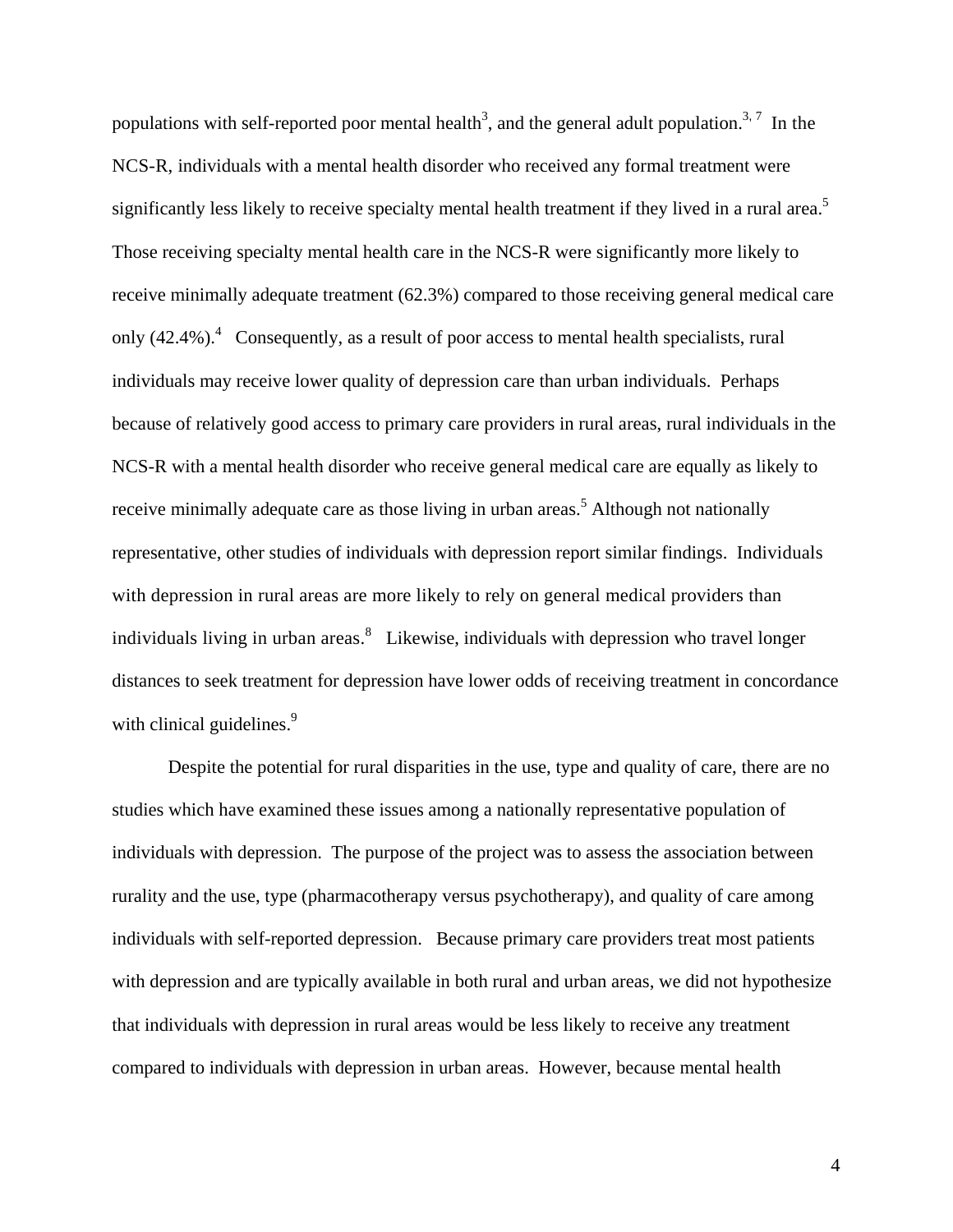populations with self-reported poor mental health[3], and the general adult population.[3, 7] In the NCS-R, individuals with a mental health disorder who received any formal treatment were significantly less likely to receive specialty mental health treatment if they lived in a rural area.[5] Those receiving specialty mental health care in the NCS-R were significantly more likely to receive minimally adequate treatment (62.3%) compared to those receiving general medical care only (42.4%).[4] Consequently, as a result of poor access to mental health specialists, rural individuals may receive lower quality of depression care than urban individuals. Perhaps because of relatively good access to primary care providers in rural areas, rural individuals in the NCS-R with a mental health disorder who receive general medical care are equally as likely to receive minimally adequate care as those living in urban areas.[5] Although not nationally representative, other studies of individuals with depression report similar findings. Individuals with depression in rural areas are more likely to rely on general medical providers than individuals living in urban areas.[8] Likewise, individuals with depression who travel longer distances to seek treatment for depression have lower odds of receiving treatment in concordance with clinical guidelines.[9]

Despite the potential for rural disparities in the use, type and quality of care, there are no studies which have examined these issues among a nationally representative population of individuals with depression. The purpose of the project was to assess the association between rurality and the use, type (pharmacotherapy versus psychotherapy), and quality of care among individuals with self-reported depression. Because primary care providers treat most patients with depression and are typically available in both rural and urban areas, we did not hypothesize that individuals with depression in rural areas would be less likely to receive any treatment compared to individuals with depression in urban areas. However, because mental health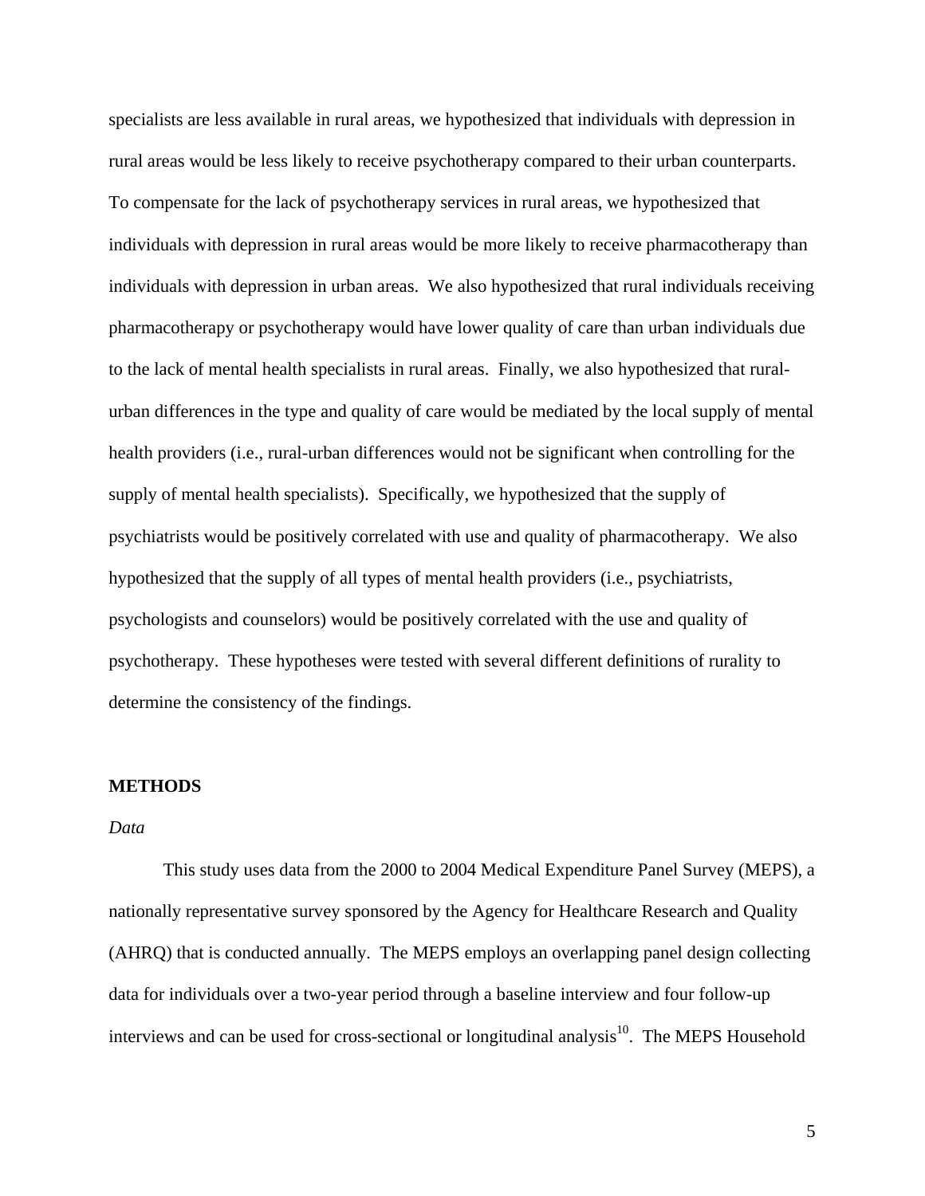specialists are less available in rural areas, we hypothesized that individuals with depression in rural areas would be less likely to receive psychotherapy compared to their urban counterparts. To compensate for the lack of psychotherapy services in rural areas, we hypothesized that individuals with depression in rural areas would be more likely to receive pharmacotherapy than individuals with depression in urban areas. We also hypothesized that rural individuals receiving pharmacotherapy or psychotherapy would have lower quality of care than urban individuals due to the lack of mental health specialists in rural areas. Finally, we also hypothesized that rural-urban differences in the type and quality of care would be mediated by the local supply of mental health providers (i.e., rural-urban differences would not be significant when controlling for the supply of mental health specialists). Specifically, we hypothesized that the supply of psychiatrists would be positively correlated with use and quality of pharmacotherapy. We also hypothesized that the supply of all types of mental health providers (i.e., psychiatrists, psychologists and counselors) would be positively correlated with the use and quality of psychotherapy. These hypotheses were tested with several different definitions of rurality to determine the consistency of the findings.

## METHODS

### *Data*

This study uses data from the 2000 to 2004 Medical Expenditure Panel Survey (MEPS), a nationally representative survey sponsored by the Agency for Healthcare Research and Quality (AHRQ) that is conducted annually. The MEPS employs an overlapping panel design collecting data for individuals over a two-year period through a baseline interview and four follow-up interviews and can be used for cross-sectional or longitudinal analysis[10]. The MEPS Household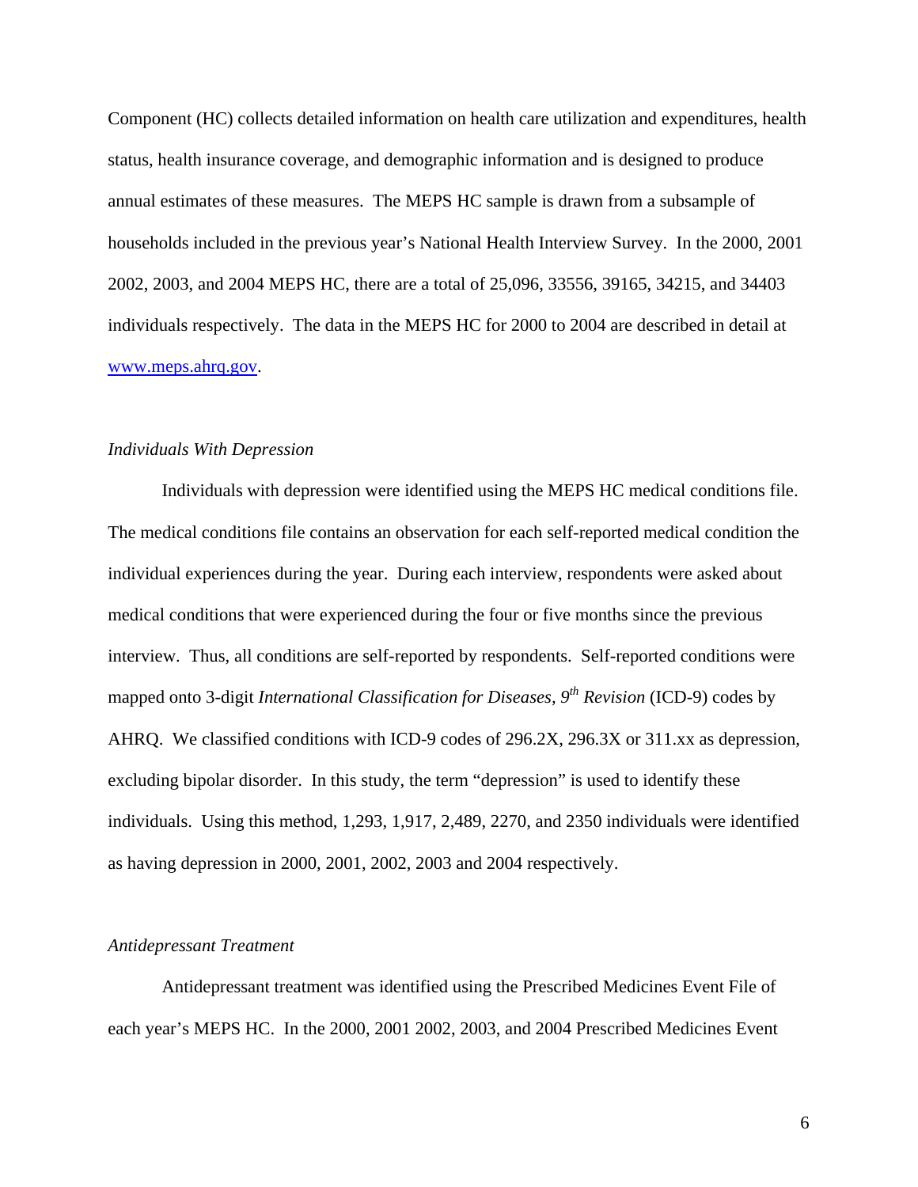Component (HC) collects detailed information on health care utilization and expenditures, health status, health insurance coverage, and demographic information and is designed to produce annual estimates of these measures. The MEPS HC sample is drawn from a subsample of households included in the previous year's National Health Interview Survey. In the 2000, 2001 2002, 2003, and 2004 MEPS HC, there are a total of 25,096, 33556, 39165, 34215, and 34403 individuals respectively. The data in the MEPS HC for 2000 to 2004 are described in detail at www.meps.ahrq.gov.

*Individuals With Depression*

Individuals with depression were identified using the MEPS HC medical conditions file. The medical conditions file contains an observation for each self-reported medical condition the individual experiences during the year. During each interview, respondents were asked about medical conditions that were experienced during the four or five months since the previous interview. Thus, all conditions are self-reported by respondents. Self-reported conditions were mapped onto 3-digit *International Classification for Diseases, 9th Revision* (ICD-9) codes by AHRQ. We classified conditions with ICD-9 codes of 296.2X, 296.3X or 311.xx as depression, excluding bipolar disorder. In this study, the term "depression" is used to identify these individuals. Using this method, 1,293, 1,917, 2,489, 2270, and 2350 individuals were identified as having depression in 2000, 2001, 2002, 2003 and 2004 respectively.

*Antidepressant Treatment*

Antidepressant treatment was identified using the Prescribed Medicines Event File of each year's MEPS HC. In the 2000, 2001 2002, 2003, and 2004 Prescribed Medicines Event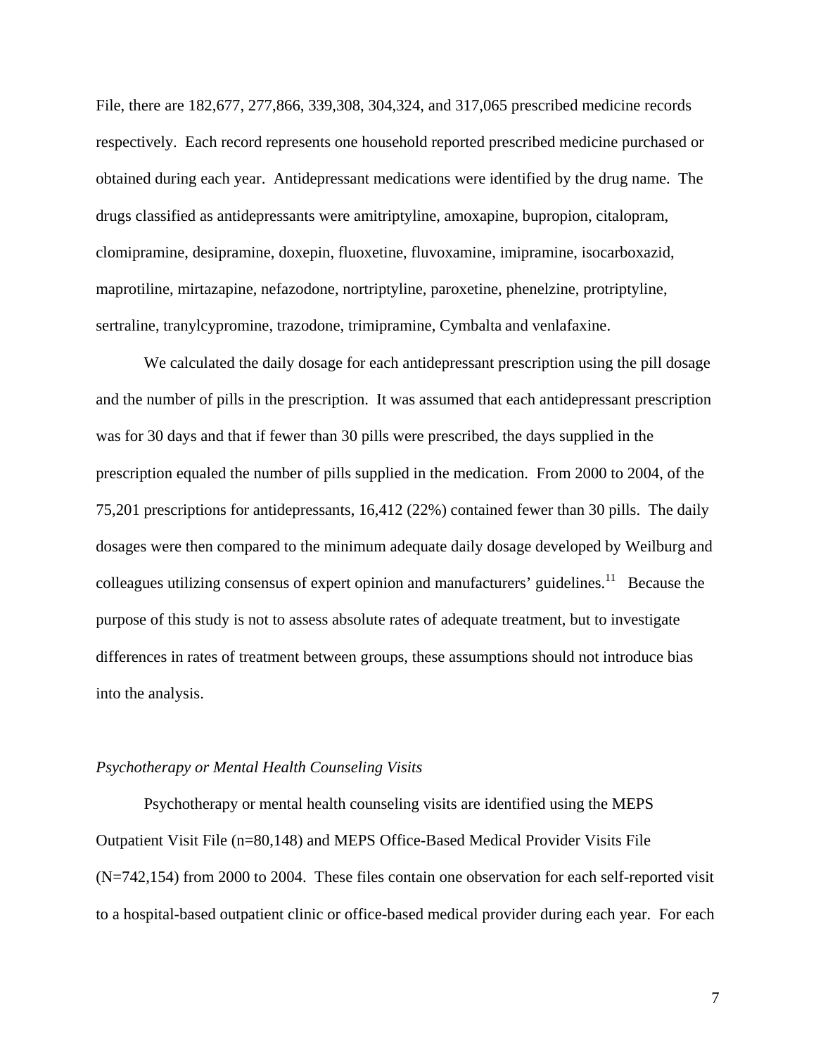File, there are 182,677, 277,866, 339,308, 304,324, and 317,065 prescribed medicine records respectively. Each record represents one household reported prescribed medicine purchased or obtained during each year. Antidepressant medications were identified by the drug name. The drugs classified as antidepressants were amitriptyline, amoxapine, bupropion, citalopram, clomipramine, desipramine, doxepin, fluoxetine, fluvoxamine, imipramine, isocarboxazid, maprotiline, mirtazapine, nefazodone, nortriptyline, paroxetine, phenelzine, protriptyline, sertraline, tranylcypromine, trazodone, trimipramine, Cymbalta and venlafaxine.

We calculated the daily dosage for each antidepressant prescription using the pill dosage and the number of pills in the prescription. It was assumed that each antidepressant prescription was for 30 days and that if fewer than 30 pills were prescribed, the days supplied in the prescription equaled the number of pills supplied in the medication. From 2000 to 2004, of the 75,201 prescriptions for antidepressants, 16,412 (22%) contained fewer than 30 pills. The daily dosages were then compared to the minimum adequate daily dosage developed by Weilburg and colleagues utilizing consensus of expert opinion and manufacturers' guidelines.[11] Because the purpose of this study is not to assess absolute rates of adequate treatment, but to investigate differences in rates of treatment between groups, these assumptions should not introduce bias into the analysis.

*Psychotherapy or Mental Health Counseling Visits*

Psychotherapy or mental health counseling visits are identified using the MEPS Outpatient Visit File (n=80,148) and MEPS Office-Based Medical Provider Visits File (N=742,154) from 2000 to 2004. These files contain one observation for each self-reported visit to a hospital-based outpatient clinic or office-based medical provider during each year. For each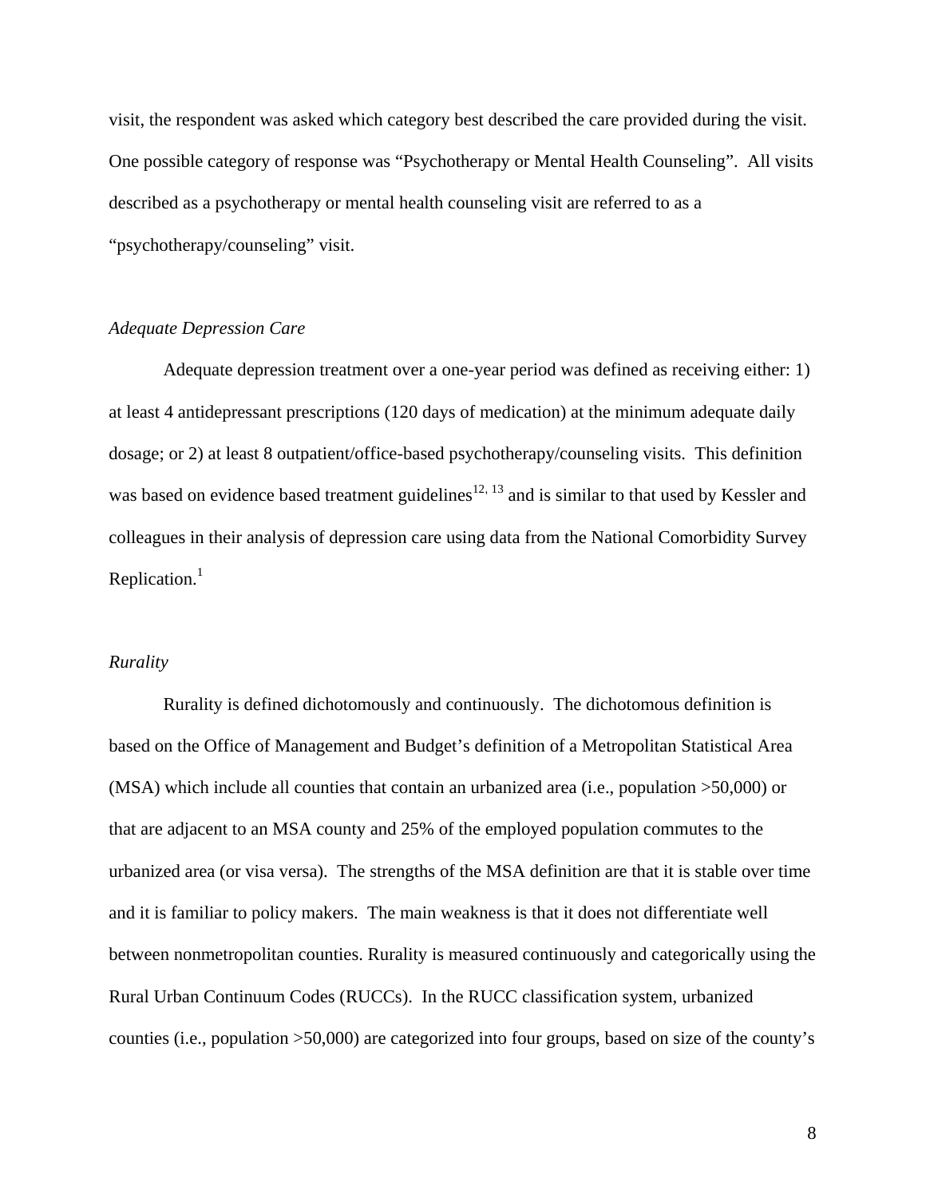visit, the respondent was asked which category best described the care provided during the visit. One possible category of response was “Psychotherapy or Mental Health Counseling”. All visits described as a psychotherapy or mental health counseling visit are referred to as a “psychotherapy/counseling” visit.

*Adequate Depression Care*

Adequate depression treatment over a one-year period was defined as receiving either: 1) at least 4 antidepressant prescriptions (120 days of medication) at the minimum adequate daily dosage; or 2) at least 8 outpatient/office-based psychotherapy/counseling visits. This definition was based on evidence based treatment guidelines[12, 13] and is similar to that used by Kessler and colleagues in their analysis of depression care using data from the National Comorbidity Survey Replication.[1]

*Rurality*

Rurality is defined dichotomously and continuously. The dichotomous definition is based on the Office of Management and Budget’s definition of a Metropolitan Statistical Area (MSA) which include all counties that contain an urbanized area (i.e., population >50,000) or that are adjacent to an MSA county and 25% of the employed population commutes to the urbanized area (or visa versa). The strengths of the MSA definition are that it is stable over time and it is familiar to policy makers. The main weakness is that it does not differentiate well between nonmetropolitan counties. Rurality is measured continuously and categorically using the Rural Urban Continuum Codes (RUCCs). In the RUCC classification system, urbanized counties (i.e., population >50,000) are categorized into four groups, based on size of the county’s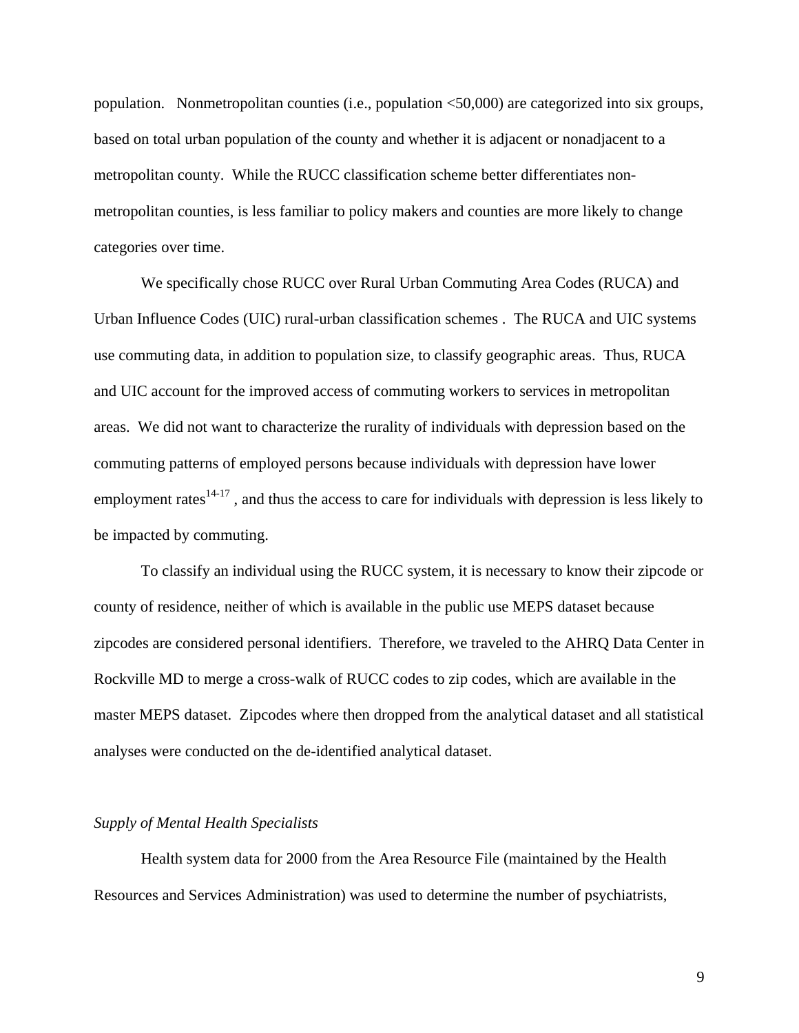population. Nonmetropolitan counties (i.e., population <50,000) are categorized into six groups, based on total urban population of the county and whether it is adjacent or nonadjacent to a metropolitan county. While the RUCC classification scheme better differentiates non-metropolitan counties, is less familiar to policy makers and counties are more likely to change categories over time.

We specifically chose RUCC over Rural Urban Commuting Area Codes (RUCA) and Urban Influence Codes (UIC) rural-urban classification schemes . The RUCA and UIC systems use commuting data, in addition to population size, to classify geographic areas. Thus, RUCA and UIC account for the improved access of commuting workers to services in metropolitan areas. We did not want to characterize the rurality of individuals with depression based on the commuting patterns of employed persons because individuals with depression have lower employment rates[14-17] , and thus the access to care for individuals with depression is less likely to be impacted by commuting.

To classify an individual using the RUCC system, it is necessary to know their zipcode or county of residence, neither of which is available in the public use MEPS dataset because zipcodes are considered personal identifiers. Therefore, we traveled to the AHRQ Data Center in Rockville MD to merge a cross-walk of RUCC codes to zip codes, which are available in the master MEPS dataset. Zipcodes where then dropped from the analytical dataset and all statistical analyses were conducted on the de-identified analytical dataset.

*Supply of Mental Health Specialists*

Health system data for 2000 from the Area Resource File (maintained by the Health Resources and Services Administration) was used to determine the number of psychiatrists,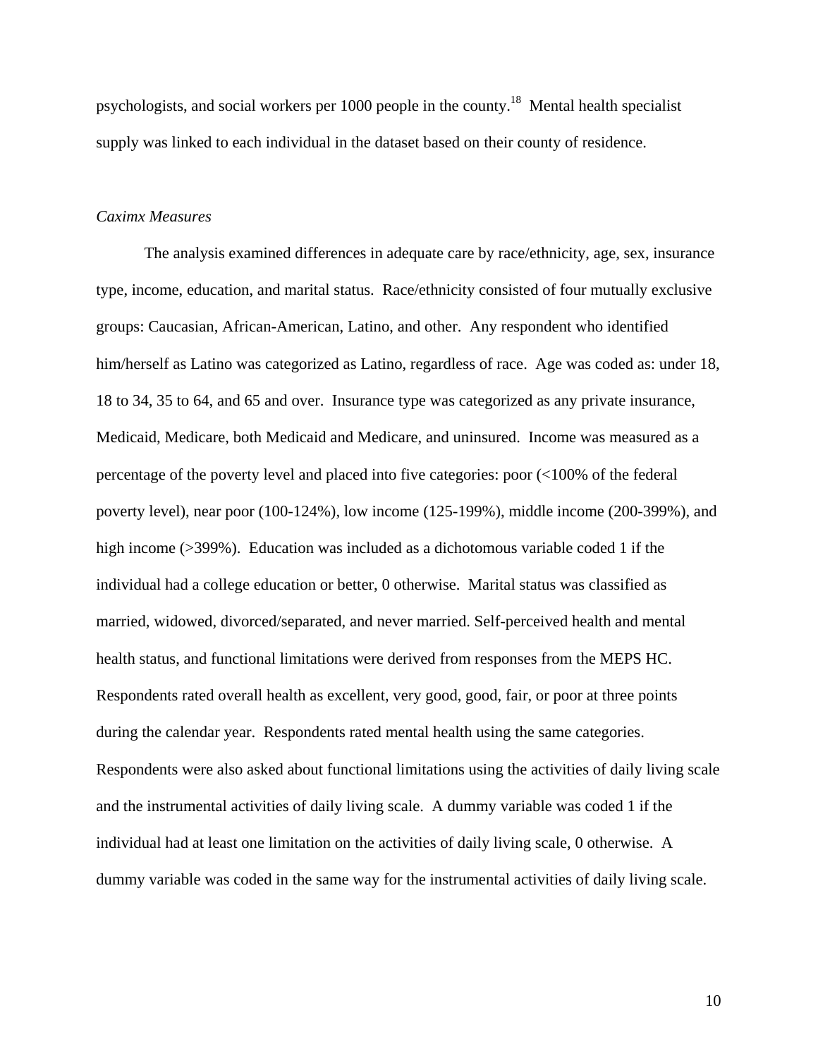psychologists, and social workers per 1000 people in the county.[18] Mental health specialist supply was linked to each individual in the dataset based on their county of residence.

*Caximx Measures*

The analysis examined differences in adequate care by race/ethnicity, age, sex, insurance type, income, education, and marital status. Race/ethnicity consisted of four mutually exclusive groups: Caucasian, African-American, Latino, and other. Any respondent who identified him/herself as Latino was categorized as Latino, regardless of race. Age was coded as: under 18, 18 to 34, 35 to 64, and 65 and over. Insurance type was categorized as any private insurance, Medicaid, Medicare, both Medicaid and Medicare, and uninsured. Income was measured as a percentage of the poverty level and placed into five categories: poor (<100% of the federal poverty level), near poor (100-124%), low income (125-199%), middle income (200-399%), and high income (>399%). Education was included as a dichotomous variable coded 1 if the individual had a college education or better, 0 otherwise. Marital status was classified as married, widowed, divorced/separated, and never married. Self-perceived health and mental health status, and functional limitations were derived from responses from the MEPS HC. Respondents rated overall health as excellent, very good, good, fair, or poor at three points during the calendar year. Respondents rated mental health using the same categories. Respondents were also asked about functional limitations using the activities of daily living scale and the instrumental activities of daily living scale. A dummy variable was coded 1 if the individual had at least one limitation on the activities of daily living scale, 0 otherwise. A dummy variable was coded in the same way for the instrumental activities of daily living scale.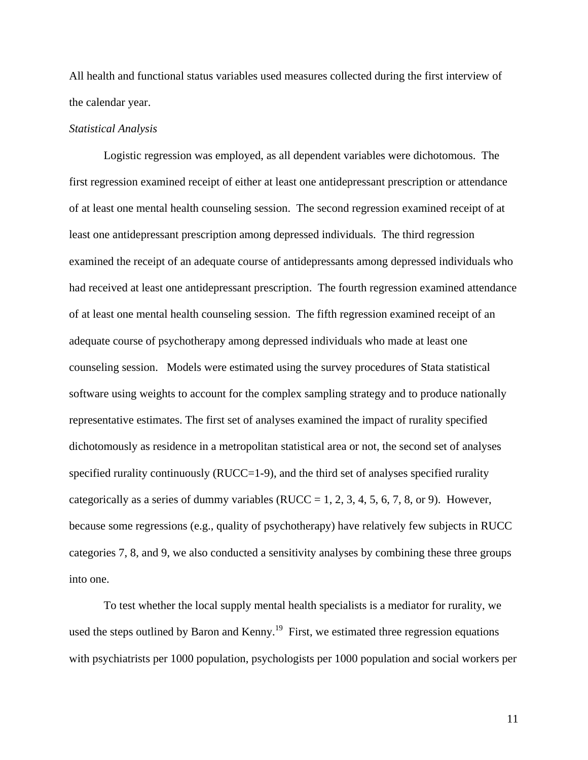All health and functional status variables used measures collected during the first interview of the calendar year.

*Statistical Analysis*

Logistic regression was employed, as all dependent variables were dichotomous. The first regression examined receipt of either at least one antidepressant prescription or attendance of at least one mental health counseling session. The second regression examined receipt of at least one antidepressant prescription among depressed individuals. The third regression examined the receipt of an adequate course of antidepressants among depressed individuals who had received at least one antidepressant prescription. The fourth regression examined attendance of at least one mental health counseling session. The fifth regression examined receipt of an adequate course of psychotherapy among depressed individuals who made at least one counseling session. Models were estimated using the survey procedures of Stata statistical software using weights to account for the complex sampling strategy and to produce nationally representative estimates. The first set of analyses examined the impact of rurality specified dichotomously as residence in a metropolitan statistical area or not, the second set of analyses specified rurality continuously (RUCC=1-9), and the third set of analyses specified rurality categorically as a series of dummy variables (RUCC = 1, 2, 3, 4, 5, 6, 7, 8, or 9). However, because some regressions (e.g., quality of psychotherapy) have relatively few subjects in RUCC categories 7, 8, and 9, we also conducted a sensitivity analyses by combining these three groups into one.

To test whether the local supply mental health specialists is a mediator for rurality, we used the steps outlined by Baron and Kenny.[19] First, we estimated three regression equations with psychiatrists per 1000 population, psychologists per 1000 population and social workers per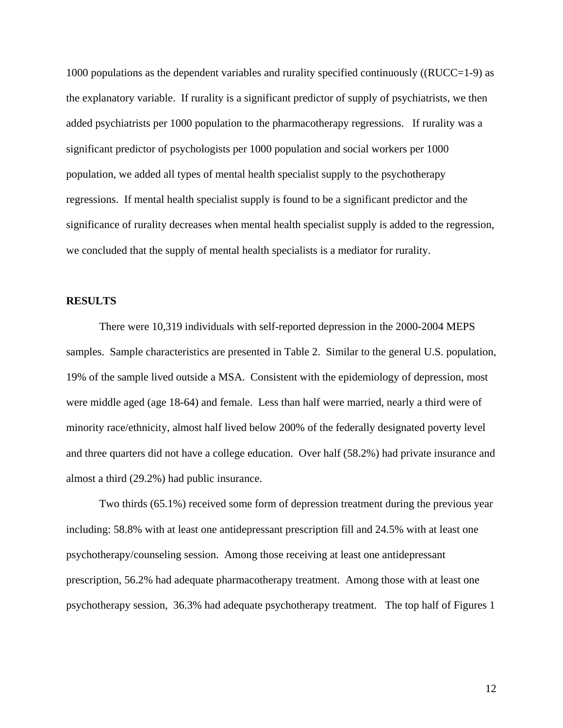1000 populations as the dependent variables and rurality specified continuously ((RUCC=1-9) as the explanatory variable. If rurality is a significant predictor of supply of psychiatrists, we then added psychiatrists per 1000 population to the pharmacotherapy regressions. If rurality was a significant predictor of psychologists per 1000 population and social workers per 1000 population, we added all types of mental health specialist supply to the psychotherapy regressions. If mental health specialist supply is found to be a significant predictor and the significance of rurality decreases when mental health specialist supply is added to the regression, we concluded that the supply of mental health specialists is a mediator for rurality.

## RESULTS

There were 10,319 individuals with self-reported depression in the 2000-2004 MEPS samples. Sample characteristics are presented in Table 2. Similar to the general U.S. population, 19% of the sample lived outside a MSA. Consistent with the epidemiology of depression, most were middle aged (age 18-64) and female. Less than half were married, nearly a third were of minority race/ethnicity, almost half lived below 200% of the federally designated poverty level and three quarters did not have a college education. Over half (58.2%) had private insurance and almost a third (29.2%) had public insurance.

Two thirds (65.1%) received some form of depression treatment during the previous year including: 58.8% with at least one antidepressant prescription fill and 24.5% with at least one psychotherapy/counseling session. Among those receiving at least one antidepressant prescription, 56.2% had adequate pharmacotherapy treatment. Among those with at least one psychotherapy session, 36.3% had adequate psychotherapy treatment. The top half of Figures 1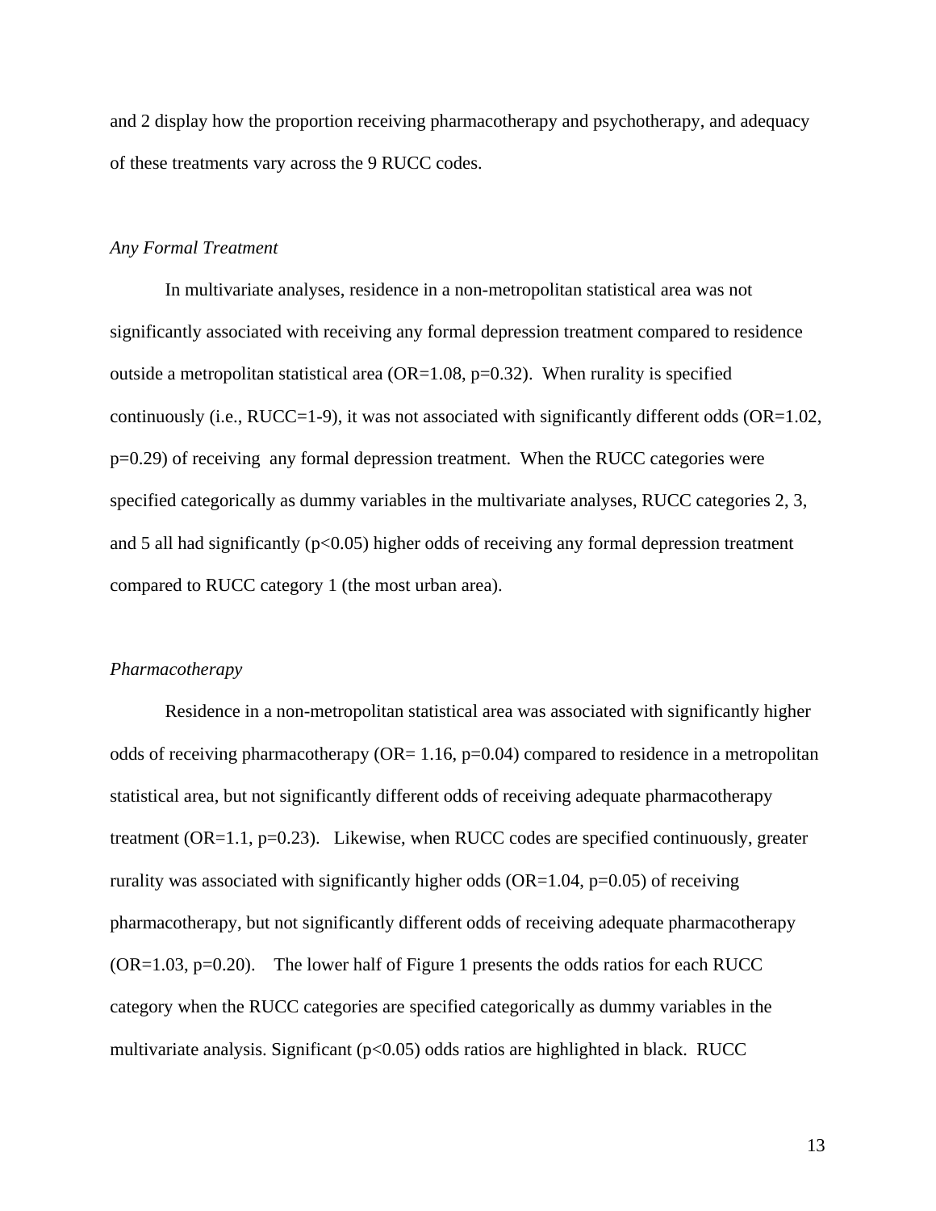and 2 display how the proportion receiving pharmacotherapy and psychotherapy, and adequacy of these treatments vary across the 9 RUCC codes.

*Any Formal Treatment*

In multivariate analyses, residence in a non-metropolitan statistical area was not significantly associated with receiving any formal depression treatment compared to residence outside a metropolitan statistical area (OR=1.08, $p=0.32$). When rurality is specified continuously (i.e., RUCC=1-9), it was not associated with significantly different odds (OR=1.02, $p=0.29$) of receiving any formal depression treatment. When the RUCC categories were specified categorically as dummy variables in the multivariate analyses, RUCC categories 2, 3, and 5 all had significantly ($p<0.05$) higher odds of receiving any formal depression treatment compared to RUCC category 1 (the most urban area).

*Pharmacotherapy*

Residence in a non-metropolitan statistical area was associated with significantly higher odds of receiving pharmacotherapy (OR= 1.16, $p=0.04$) compared to residence in a metropolitan statistical area, but not significantly different odds of receiving adequate pharmacotherapy treatment (OR=1.1, $p=0.23$). Likewise, when RUCC codes are specified continuously, greater rurality was associated with significantly higher odds (OR=1.04, $p=0.05$) of receiving pharmacotherapy, but not significantly different odds of receiving adequate pharmacotherapy (OR=1.03, $p=0.20$). The lower half of Figure 1 presents the odds ratios for each RUCC category when the RUCC categories are specified categorically as dummy variables in the multivariate analysis. Significant ($p<0.05$) odds ratios are highlighted in black. RUCC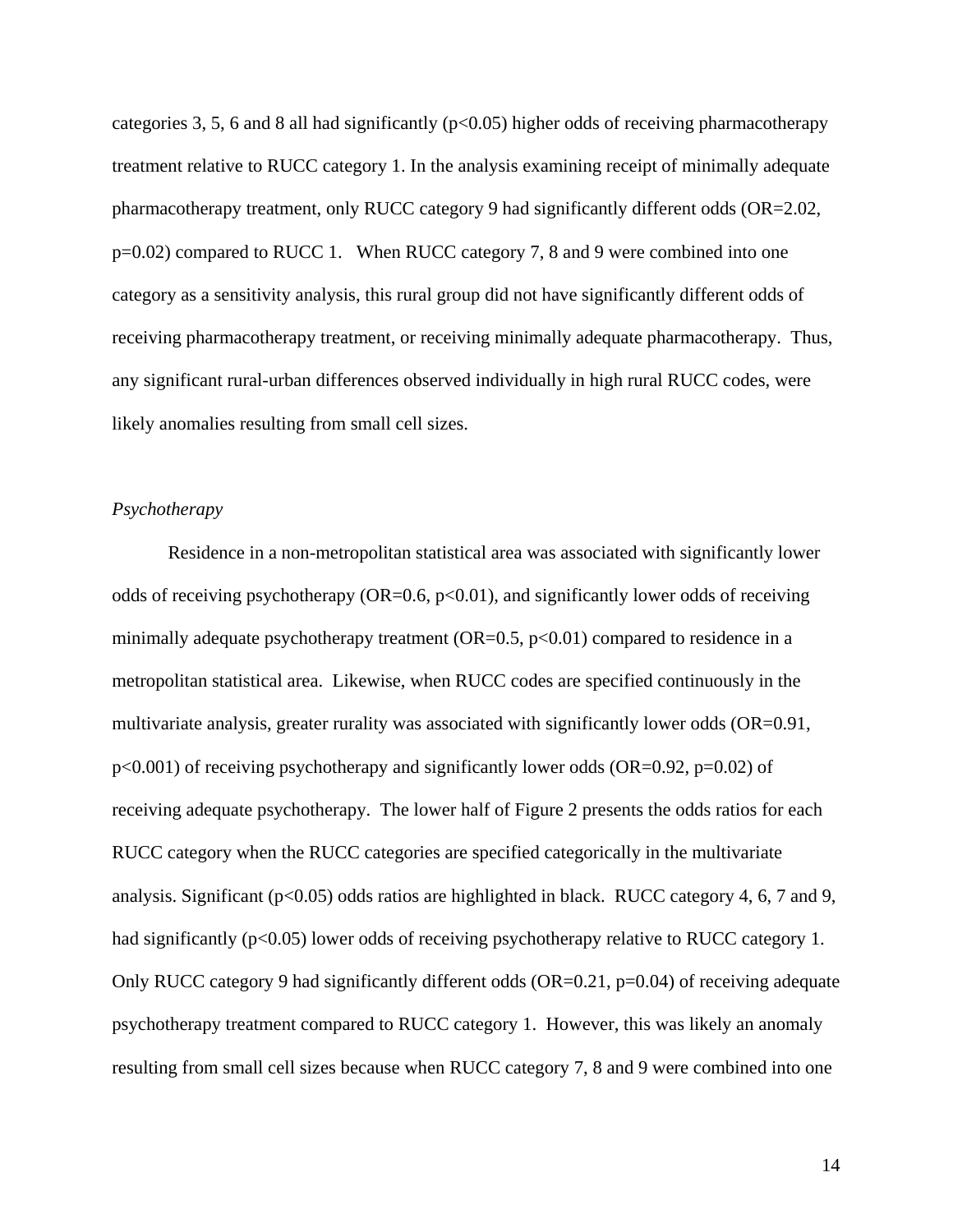categories 3, 5, 6 and 8 all had significantly ($p<0.05$) higher odds of receiving pharmacotherapy treatment relative to RUCC category 1. In the analysis examining receipt of minimally adequate pharmacotherapy treatment, only RUCC category 9 had significantly different odds (OR=2.02, p=0.02) compared to RUCC 1. When RUCC category 7, 8 and 9 were combined into one category as a sensitivity analysis, this rural group did not have significantly different odds of receiving pharmacotherapy treatment, or receiving minimally adequate pharmacotherapy. Thus, any significant rural-urban differences observed individually in high rural RUCC codes, were likely anomalies resulting from small cell sizes.

*Psychotherapy*

Residence in a non-metropolitan statistical area was associated with significantly lower odds of receiving psychotherapy (OR=0.6, $p<0.01$), and significantly lower odds of receiving minimally adequate psychotherapy treatment (OR=0.5, $p<0.01$) compared to residence in a metropolitan statistical area. Likewise, when RUCC codes are specified continuously in the multivariate analysis, greater rurality was associated with significantly lower odds (OR=0.91, $p<0.001$) of receiving psychotherapy and significantly lower odds (OR=0.92, p=0.02) of receiving adequate psychotherapy. The lower half of Figure 2 presents the odds ratios for each RUCC category when the RUCC categories are specified categorically in the multivariate analysis. Significant ($p<0.05$) odds ratios are highlighted in black. RUCC category 4, 6, 7 and 9, had significantly ($p<0.05$) lower odds of receiving psychotherapy relative to RUCC category 1. Only RUCC category 9 had significantly different odds (OR=0.21, p=0.04) of receiving adequate psychotherapy treatment compared to RUCC category 1. However, this was likely an anomaly resulting from small cell sizes because when RUCC category 7, 8 and 9 were combined into one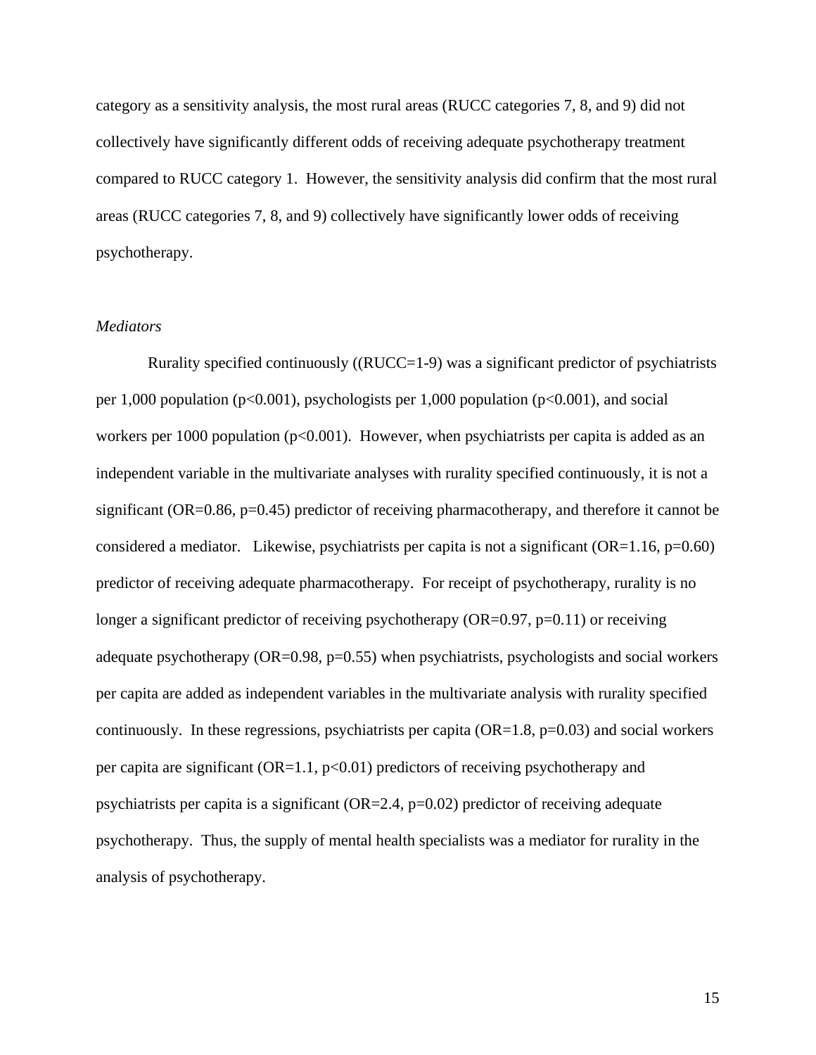category as a sensitivity analysis, the most rural areas (RUCC categories 7, 8, and 9) did not collectively have significantly different odds of receiving adequate psychotherapy treatment compared to RUCC category 1. However, the sensitivity analysis did confirm that the most rural areas (RUCC categories 7, 8, and 9) collectively have significantly lower odds of receiving psychotherapy.

*Mediators*

Rurality specified continuously ((RUCC=1-9) was a significant predictor of psychiatrists per 1,000 population ($p<0.001$), psychologists per 1,000 population ($p<0.001$), and social workers per 1000 population ($p<0.001$). However, when psychiatrists per capita is added as an independent variable in the multivariate analyses with rurality specified continuously, it is not a significant (OR=0.86, $p=0.45$) predictor of receiving pharmacotherapy, and therefore it cannot be considered a mediator. Likewise, psychiatrists per capita is not a significant (OR=1.16, $p=0.60$) predictor of receiving adequate pharmacotherapy. For receipt of psychotherapy, rurality is no longer a significant predictor of receiving psychotherapy (OR=0.97, $p=0.11$) or receiving adequate psychotherapy (OR=0.98, $p=0.55$) when psychiatrists, psychologists and social workers per capita are added as independent variables in the multivariate analysis with rurality specified continuously. In these regressions, psychiatrists per capita (OR=1.8, $p=0.03$) and social workers per capita are significant (OR=1.1, $p<0.01$) predictors of receiving psychotherapy and psychiatrists per capita is a significant (OR=2.4, $p=0.02$) predictor of receiving adequate psychotherapy. Thus, the supply of mental health specialists was a mediator for rurality in the analysis of psychotherapy.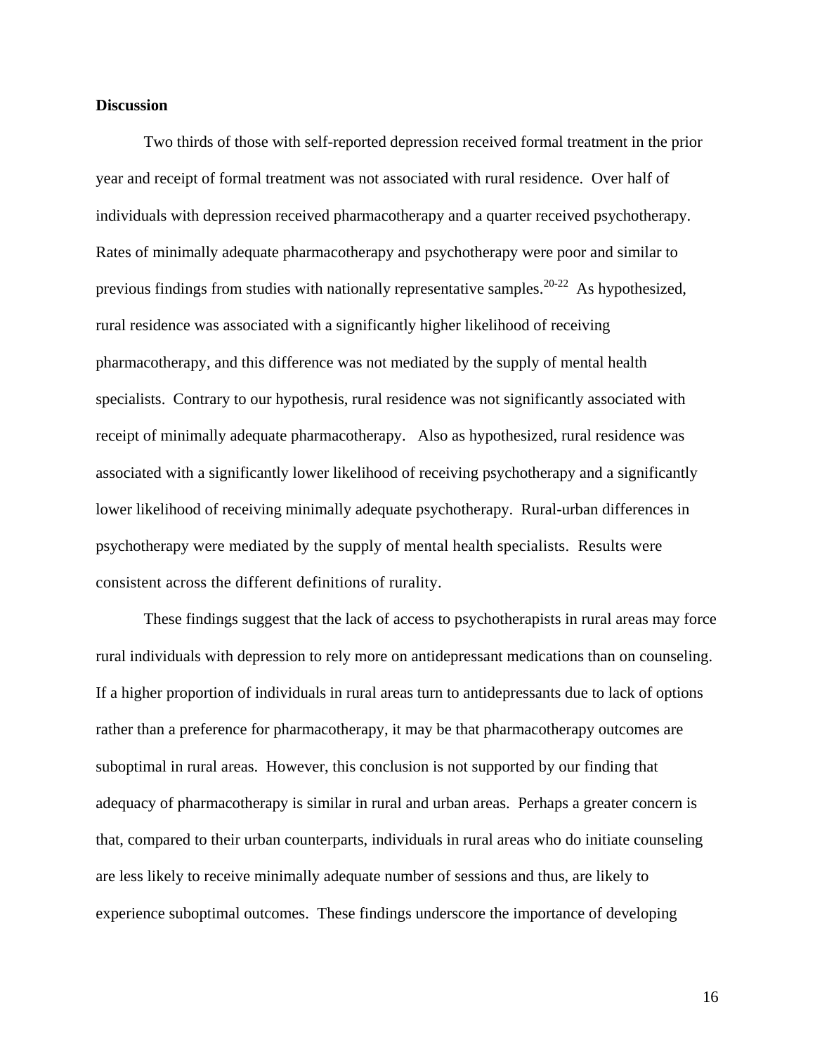**Discussion**

Two thirds of those with self-reported depression received formal treatment in the prior year and receipt of formal treatment was not associated with rural residence. Over half of individuals with depression received pharmacotherapy and a quarter received psychotherapy. Rates of minimally adequate pharmacotherapy and psychotherapy were poor and similar to previous findings from studies with nationally representative samples.[20-22] As hypothesized, rural residence was associated with a significantly higher likelihood of receiving pharmacotherapy, and this difference was not mediated by the supply of mental health specialists. Contrary to our hypothesis, rural residence was not significantly associated with receipt of minimally adequate pharmacotherapy. Also as hypothesized, rural residence was associated with a significantly lower likelihood of receiving psychotherapy and a significantly lower likelihood of receiving minimally adequate psychotherapy. Rural-urban differences in psychotherapy were mediated by the supply of mental health specialists. Results were consistent across the different definitions of rurality.

These findings suggest that the lack of access to psychotherapists in rural areas may force rural individuals with depression to rely more on antidepressant medications than on counseling. If a higher proportion of individuals in rural areas turn to antidepressants due to lack of options rather than a preference for pharmacotherapy, it may be that pharmacotherapy outcomes are suboptimal in rural areas. However, this conclusion is not supported by our finding that adequacy of pharmacotherapy is similar in rural and urban areas. Perhaps a greater concern is that, compared to their urban counterparts, individuals in rural areas who do initiate counseling are less likely to receive minimally adequate number of sessions and thus, are likely to experience suboptimal outcomes. These findings underscore the importance of developing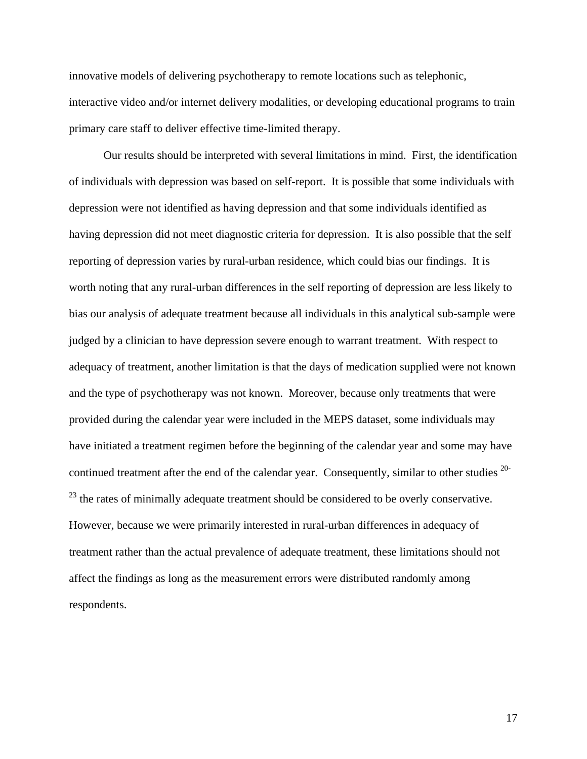innovative models of delivering psychotherapy to remote locations such as telephonic, interactive video and/or internet delivery modalities, or developing educational programs to train primary care staff to deliver effective time-limited therapy.

Our results should be interpreted with several limitations in mind. First, the identification of individuals with depression was based on self-report. It is possible that some individuals with depression were not identified as having depression and that some individuals identified as having depression did not meet diagnostic criteria for depression. It is also possible that the self reporting of depression varies by rural-urban residence, which could bias our findings. It is worth noting that any rural-urban differences in the self reporting of depression are less likely to bias our analysis of adequate treatment because all individuals in this analytical sub-sample were judged by a clinician to have depression severe enough to warrant treatment. With respect to adequacy of treatment, another limitation is that the days of medication supplied were not known and the type of psychotherapy was not known. Moreover, because only treatments that were provided during the calendar year were included in the MEPS dataset, some individuals may have initiated a treatment regimen before the beginning of the calendar year and some may have continued treatment after the end of the calendar year. Consequently, similar to other studies [20-23] the rates of minimally adequate treatment should be considered to be overly conservative. However, because we were primarily interested in rural-urban differences in adequacy of treatment rather than the actual prevalence of adequate treatment, these limitations should not affect the findings as long as the measurement errors were distributed randomly among respondents.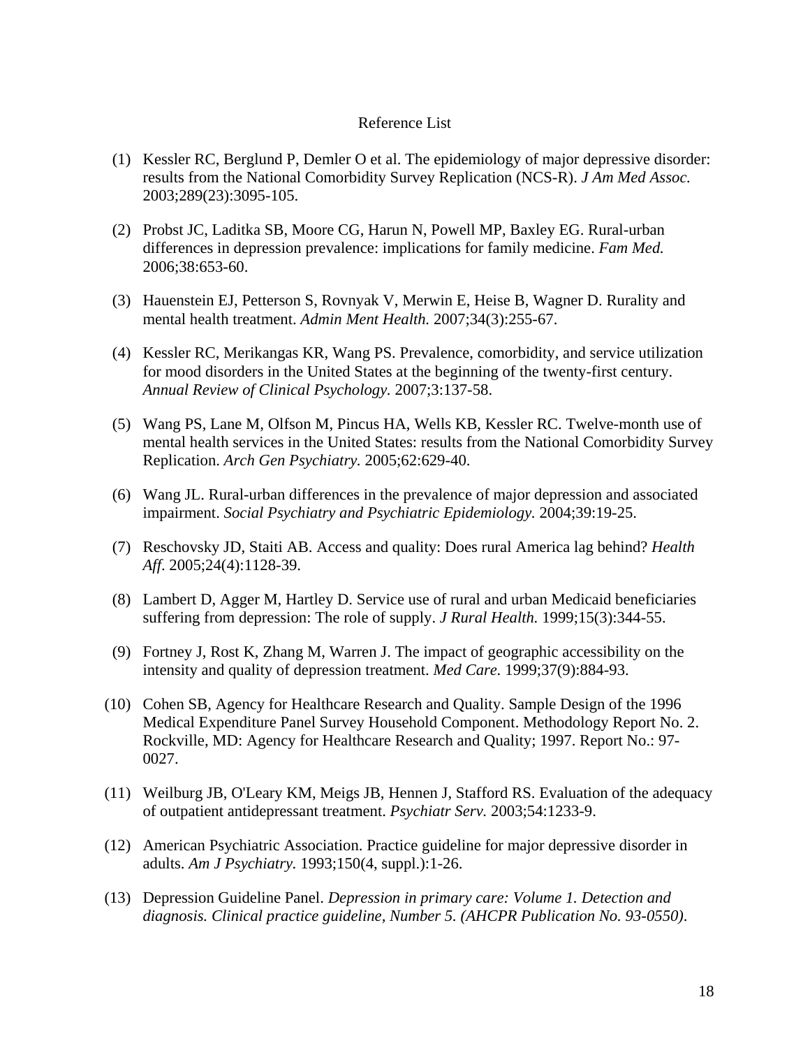# Reference List

(1) Kessler RC, Berglund P, Demler O et al. The epidemiology of major depressive disorder: results from the National Comorbidity Survey Replication (NCS-R). *J Am Med Assoc.* 2003;289(23):3095-105.

(2) Probst JC, Laditka SB, Moore CG, Harun N, Powell MP, Baxley EG. Rural-urban differences in depression prevalence: implications for family medicine. *Fam Med.* 2006;38:653-60.

(3) Hauenstein EJ, Petterson S, Rovnyak V, Merwin E, Heise B, Wagner D. Rurality and mental health treatment. *Admin Ment Health.* 2007;34(3):255-67.

(4) Kessler RC, Merikangas KR, Wang PS. Prevalence, comorbidity, and service utilization for mood disorders in the United States at the beginning of the twenty-first century. *Annual Review of Clinical Psychology.* 2007;3:137-58.

(5) Wang PS, Lane M, Olfson M, Pincus HA, Wells KB, Kessler RC. Twelve-month use of mental health services in the United States: results from the National Comorbidity Survey Replication. *Arch Gen Psychiatry.* 2005;62:629-40.

(6) Wang JL. Rural-urban differences in the prevalence of major depression and associated impairment. *Social Psychiatry and Psychiatric Epidemiology.* 2004;39:19-25.

(7) Reschovsky JD, Staiti AB. Access and quality: Does rural America lag behind? *Health Aff.* 2005;24(4):1128-39.

(8) Lambert D, Agger M, Hartley D. Service use of rural and urban Medicaid beneficiaries suffering from depression: The role of supply. *J Rural Health.* 1999;15(3):344-55.

(9) Fortney J, Rost K, Zhang M, Warren J. The impact of geographic accessibility on the intensity and quality of depression treatment. *Med Care.* 1999;37(9):884-93.

(10) Cohen SB, Agency for Healthcare Research and Quality. Sample Design of the 1996 Medical Expenditure Panel Survey Household Component. Methodology Report No. 2. Rockville, MD: Agency for Healthcare Research and Quality; 1997. Report No.: 97-0027.

(11) Weilburg JB, O'Leary KM, Meigs JB, Hennen J, Stafford RS. Evaluation of the adequacy of outpatient antidepressant treatment. *Psychiatr Serv.* 2003;54:1233-9.

(12) American Psychiatric Association. Practice guideline for major depressive disorder in adults. *Am J Psychiatry.* 1993;150(4, suppl.):1-26.

(13) Depression Guideline Panel. *Depression in primary care: Volume 1. Detection and diagnosis. Clinical practice guideline, Number 5. (AHCPR Publication No. 93-0550).*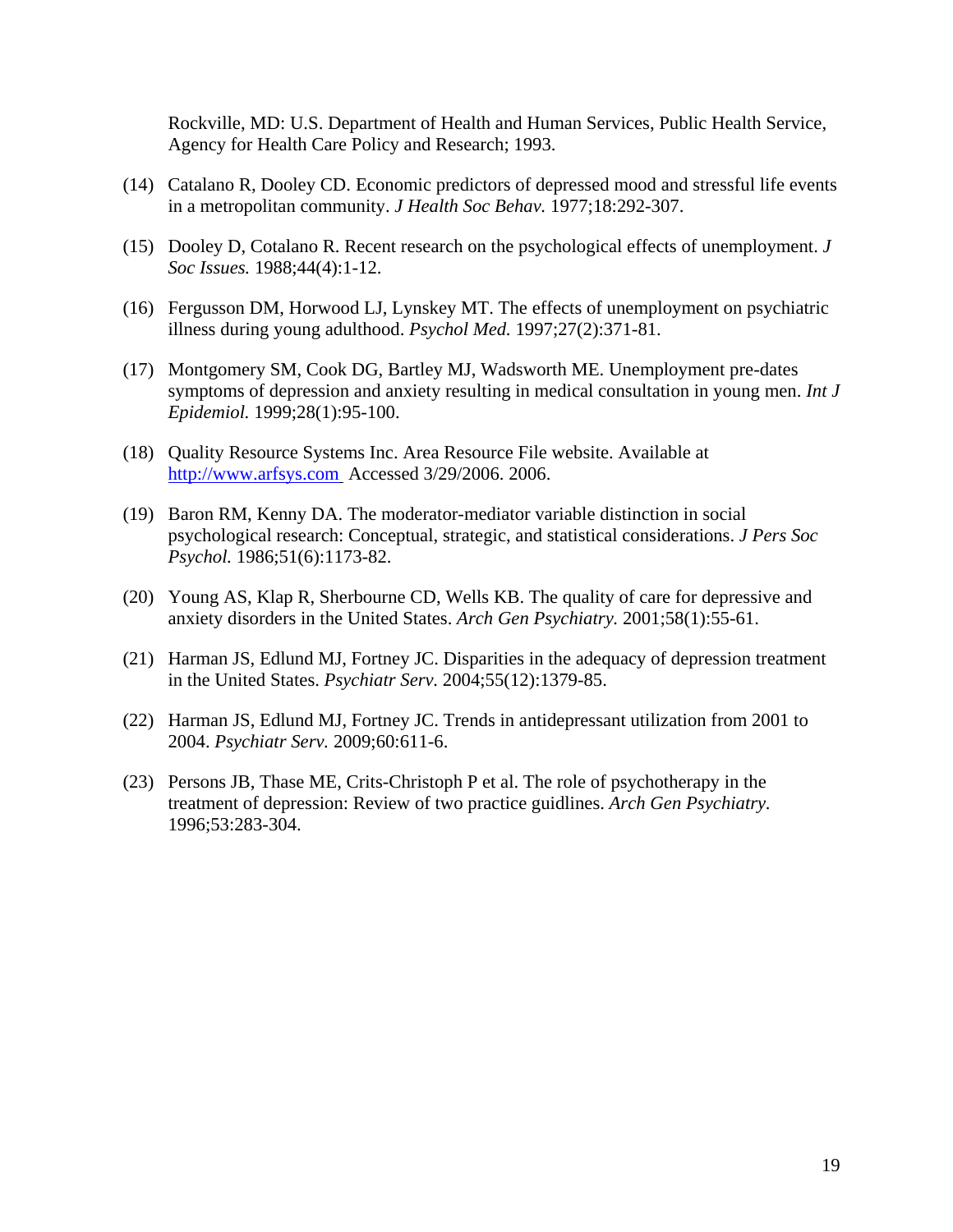Rockville, MD: U.S. Department of Health and Human Services, Public Health Service, Agency for Health Care Policy and Research; 1993.

(14) Catalano R, Dooley CD. Economic predictors of depressed mood and stressful life events in a metropolitan community. *J Health Soc Behav.* 1977;18:292-307.

(15) Dooley D, Cotalano R. Recent research on the psychological effects of unemployment. *J Soc Issues.* 1988;44(4):1-12.

(16) Fergusson DM, Horwood LJ, Lynskey MT. The effects of unemployment on psychiatric illness during young adulthood. *Psychol Med.* 1997;27(2):371-81.

(17) Montgomery SM, Cook DG, Bartley MJ, Wadsworth ME. Unemployment pre-dates symptoms of depression and anxiety resulting in medical consultation in young men. *Int J Epidemiol.* 1999;28(1):95-100.

(18) Quality Resource Systems Inc. Area Resource File website. Available at http://www.arfsys.com Accessed 3/29/2006. 2006.

(19) Baron RM, Kenny DA. The moderator-mediator variable distinction in social psychological research: Conceptual, strategic, and statistical considerations. *J Pers Soc Psychol.* 1986;51(6):1173-82.

(20) Young AS, Klap R, Sherbourne CD, Wells KB. The quality of care for depressive and anxiety disorders in the United States. *Arch Gen Psychiatry.* 2001;58(1):55-61.

(21) Harman JS, Edlund MJ, Fortney JC. Disparities in the adequacy of depression treatment in the United States. *Psychiatr Serv.* 2004;55(12):1379-85.

(22) Harman JS, Edlund MJ, Fortney JC. Trends in antidepressant utilization from 2001 to 2004. *Psychiatr Serv.* 2009;60:611-6.

(23) Persons JB, Thase ME, Crits-Christoph P et al. The role of psychotherapy in the treatment of depression: Review of two practice guidlines. *Arch Gen Psychiatry.* 1996;53:283-304.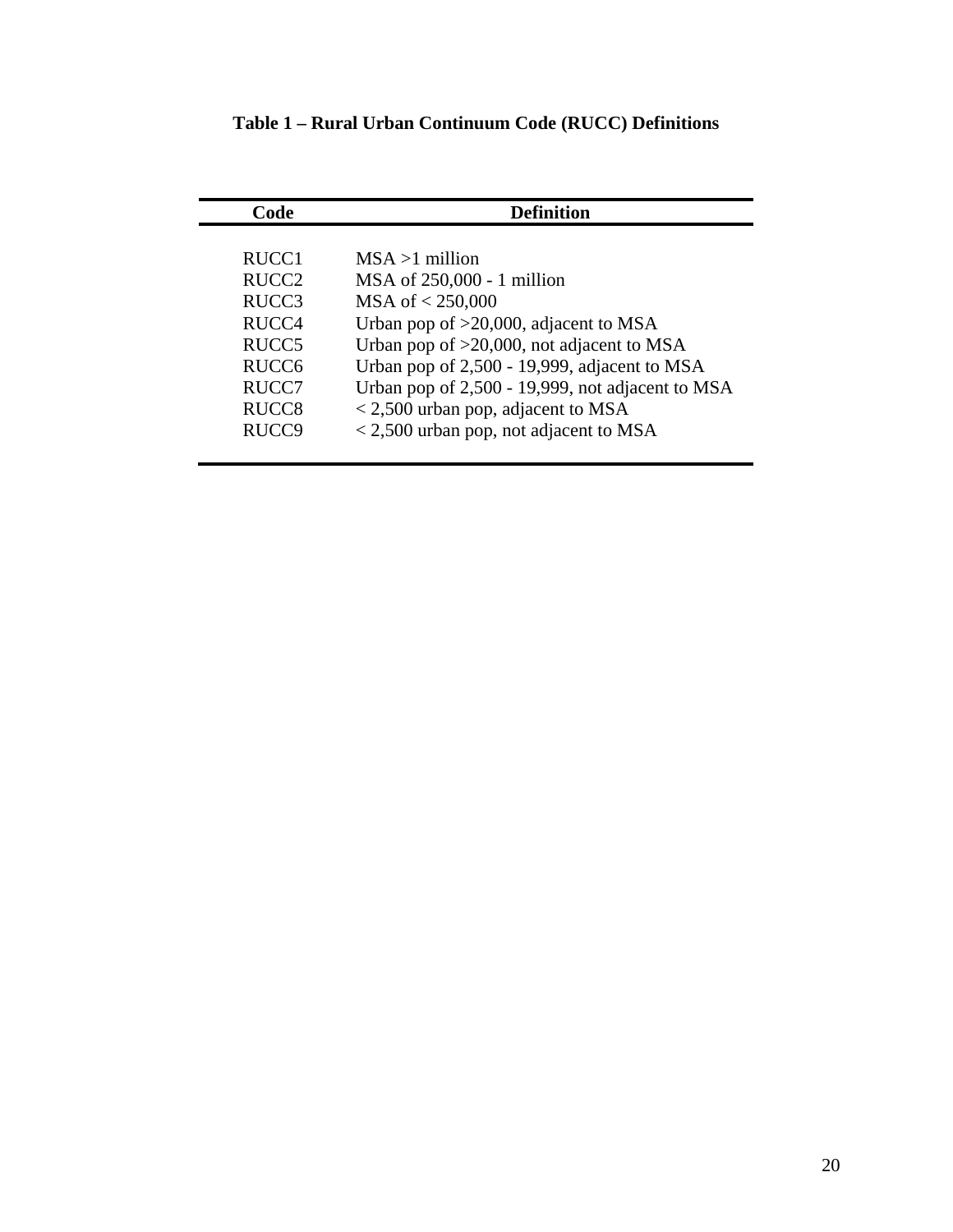**Table 1 – Rural Urban Continuum Code (RUCC) Definitions**

| Code | Definition |
|---|---|
| RUCC1 | MSA >1 million |
| RUCC2 | MSA of 250,000 - 1 million |
| RUCC3 | MSA of < 250,000 |
| RUCC4 | Urban pop of >20,000, adjacent to MSA |
| RUCC5 | Urban pop of >20,000, not adjacent to MSA |
| RUCC6 | Urban pop of 2,500 - 19,999, adjacent to MSA |
| RUCC7 | Urban pop of 2,500 - 19,999, not adjacent to MSA |
| RUCC8 | < 2,500 urban pop, adjacent to MSA |
| RUCC9 | < 2,500 urban pop, not adjacent to MSA |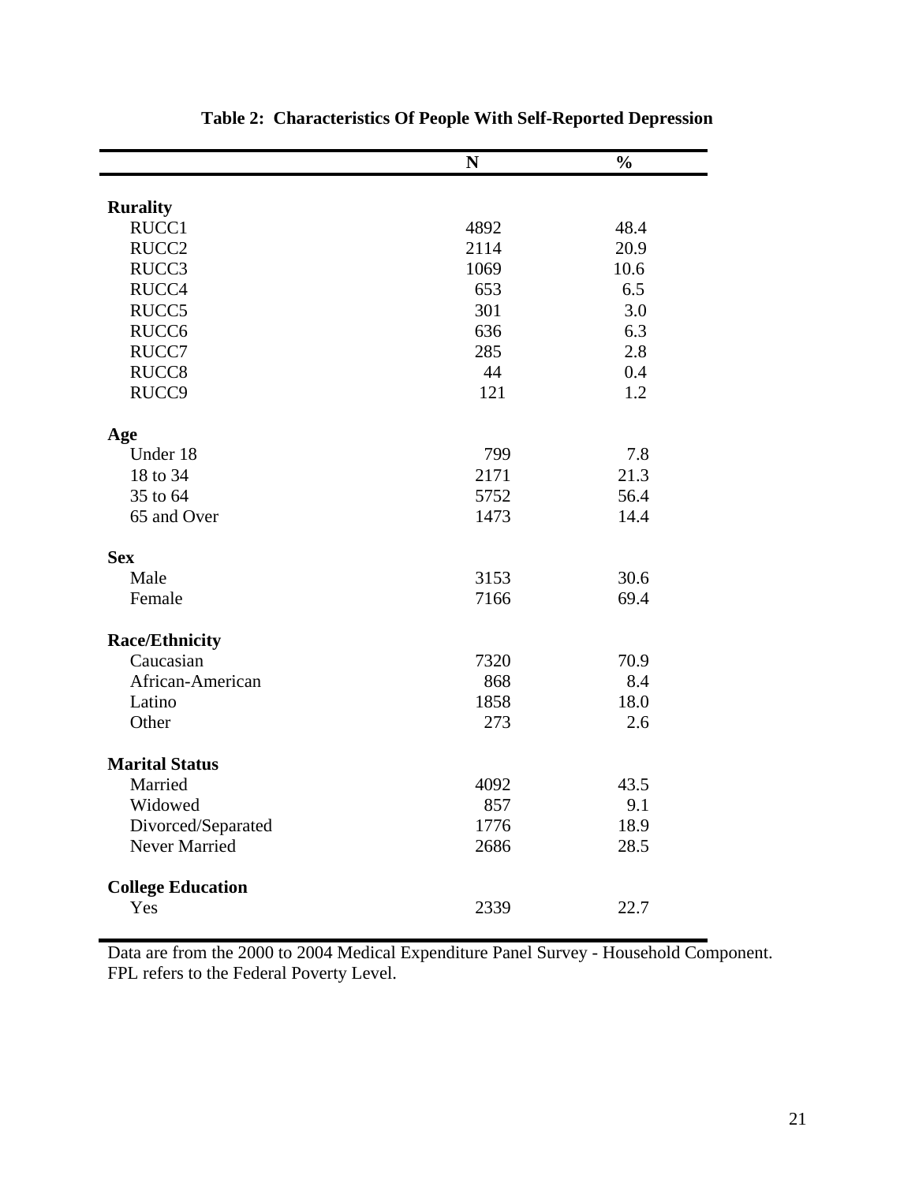**Table 2: Characteristics Of People With Self-Reported Depression**

| | N | % |
|---|---|---|
| **Rurality** | | |
| RUCC1 | 4892 | 48.4 |
| RUCC2 | 2114 | 20.9 |
| RUCC3 | 1069 | 10.6 |
| RUCC4 | 653 | 6.5 |
| RUCC5 | 301 | 3.0 |
| RUCC6 | 636 | 6.3 |
| RUCC7 | 285 | 2.8 |
| RUCC8 | 44 | 0.4 |
| RUCC9 | 121 | 1.2 |
| **Age** | | |
| Under 18 | 799 | 7.8 |
| 18 to 34 | 2171 | 21.3 |
| 35 to 64 | 5752 | 56.4 |
| 65 and Over | 1473 | 14.4 |
| **Sex** | | |
| Male | 3153 | 30.6 |
| Female | 7166 | 69.4 |
| **Race/Ethnicity** | | |
| Caucasian | 7320 | 70.9 |
| African-American | 868 | 8.4 |
| Latino | 1858 | 18.0 |
| Other | 273 | 2.6 |
| **Marital Status** | | |
| Married | 4092 | 43.5 |
| Widowed | 857 | 9.1 |
| Divorced/Separated | 1776 | 18.9 |
| Never Married | 2686 | 28.5 |
| **College Education** | | |
| Yes | 2339 | 22.7 |

Data are from the 2000 to 2004 Medical Expenditure Panel Survey - Household Component.
FPL refers to the Federal Poverty Level.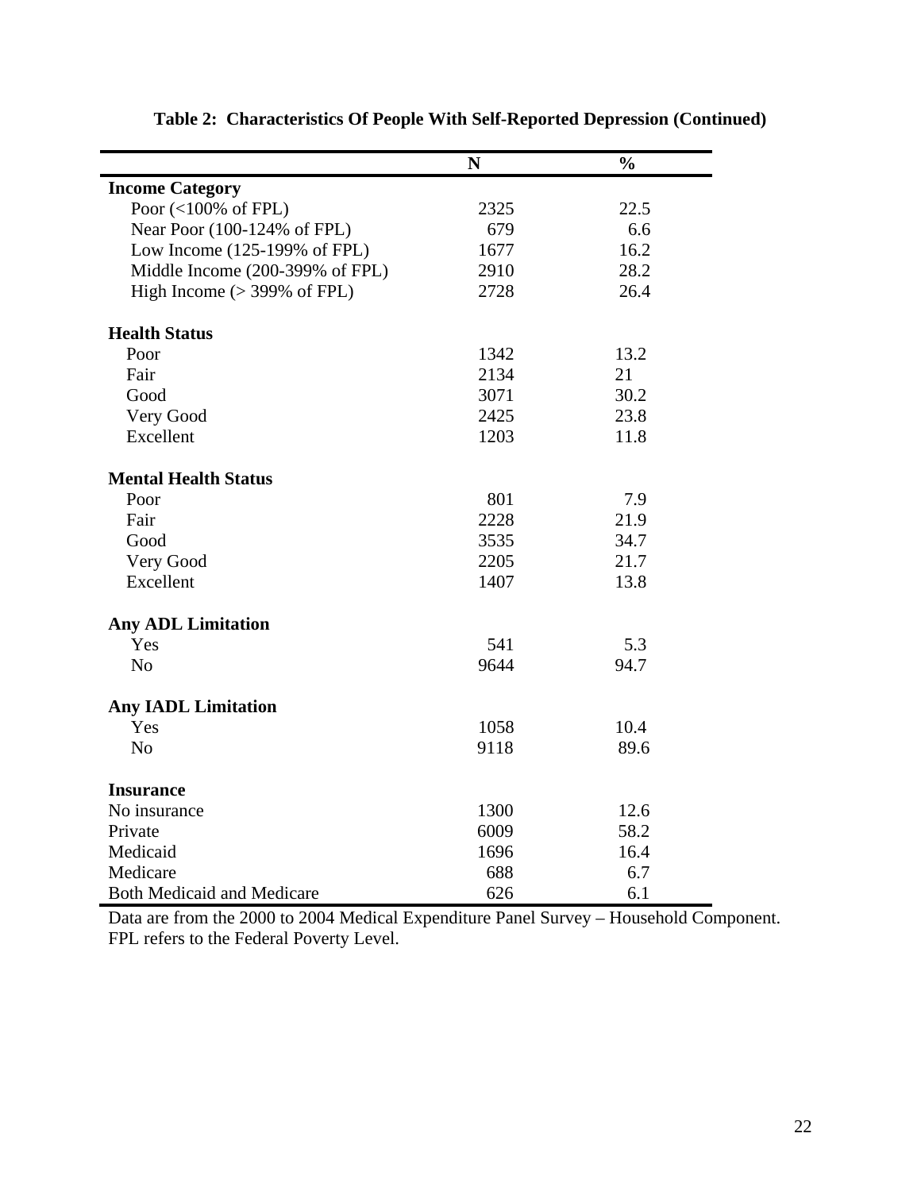**Table 2: Characteristics Of People With Self-Reported Depression (Continued)**

| | N | % |
|---|---|---|
| **Income Category** | | |
| Poor (<100% of FPL) | 2325 | 22.5 |
| Near Poor (100-124% of FPL) | 679 | 6.6 |
| Low Income (125-199% of FPL) | 1677 | 16.2 |
| Middle Income (200-399% of FPL) | 2910 | 28.2 |
| High Income (> 399% of FPL) | 2728 | 26.4 |
| **Health Status** | | |
| Poor | 1342 | 13.2 |
| Fair | 2134 | 21 |
| Good | 3071 | 30.2 |
| Very Good | 2425 | 23.8 |
| Excellent | 1203 | 11.8 |
| **Mental Health Status** | | |
| Poor | 801 | 7.9 |
| Fair | 2228 | 21.9 |
| Good | 3535 | 34.7 |
| Very Good | 2205 | 21.7 |
| Excellent | 1407 | 13.8 |
| **Any ADL Limitation** | | |
| Yes | 541 | 5.3 |
| No | 9644 | 94.7 |
| **Any IADL Limitation** | | |
| Yes | 1058 | 10.4 |
| No | 9118 | 89.6 |
| **Insurance** | | |
| No insurance | 1300 | 12.6 |
| Private | 6009 | 58.2 |
| Medicaid | 1696 | 16.4 |
| Medicare | 688 | 6.7 |
| Both Medicaid and Medicare | 626 | 6.1 |

Data are from the 2000 to 2004 Medical Expenditure Panel Survey – Household Component. FPL refers to the Federal Poverty Level.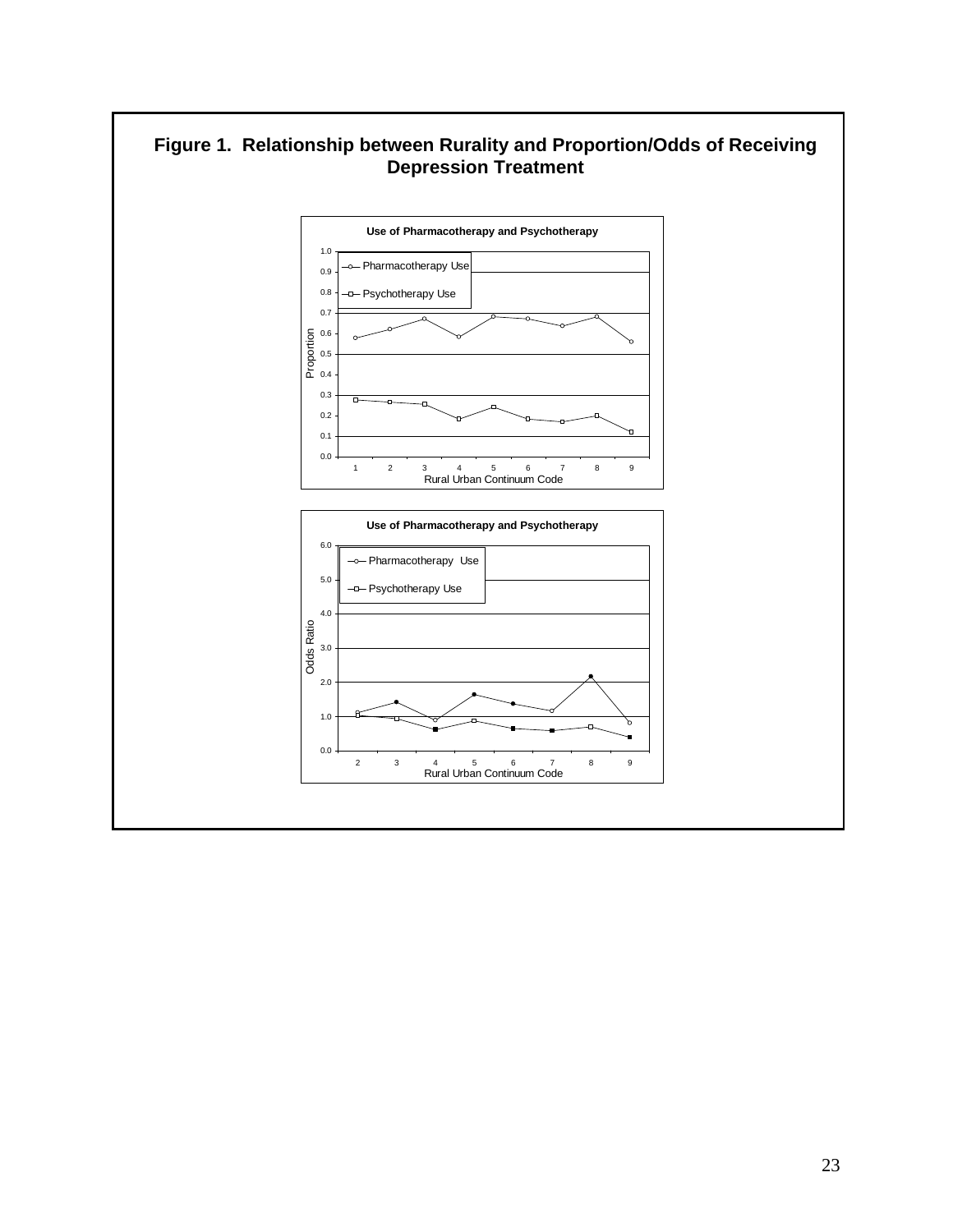**Figure 1. Relationship between Rurality and Proportion/Odds of Receiving Depression Treatment**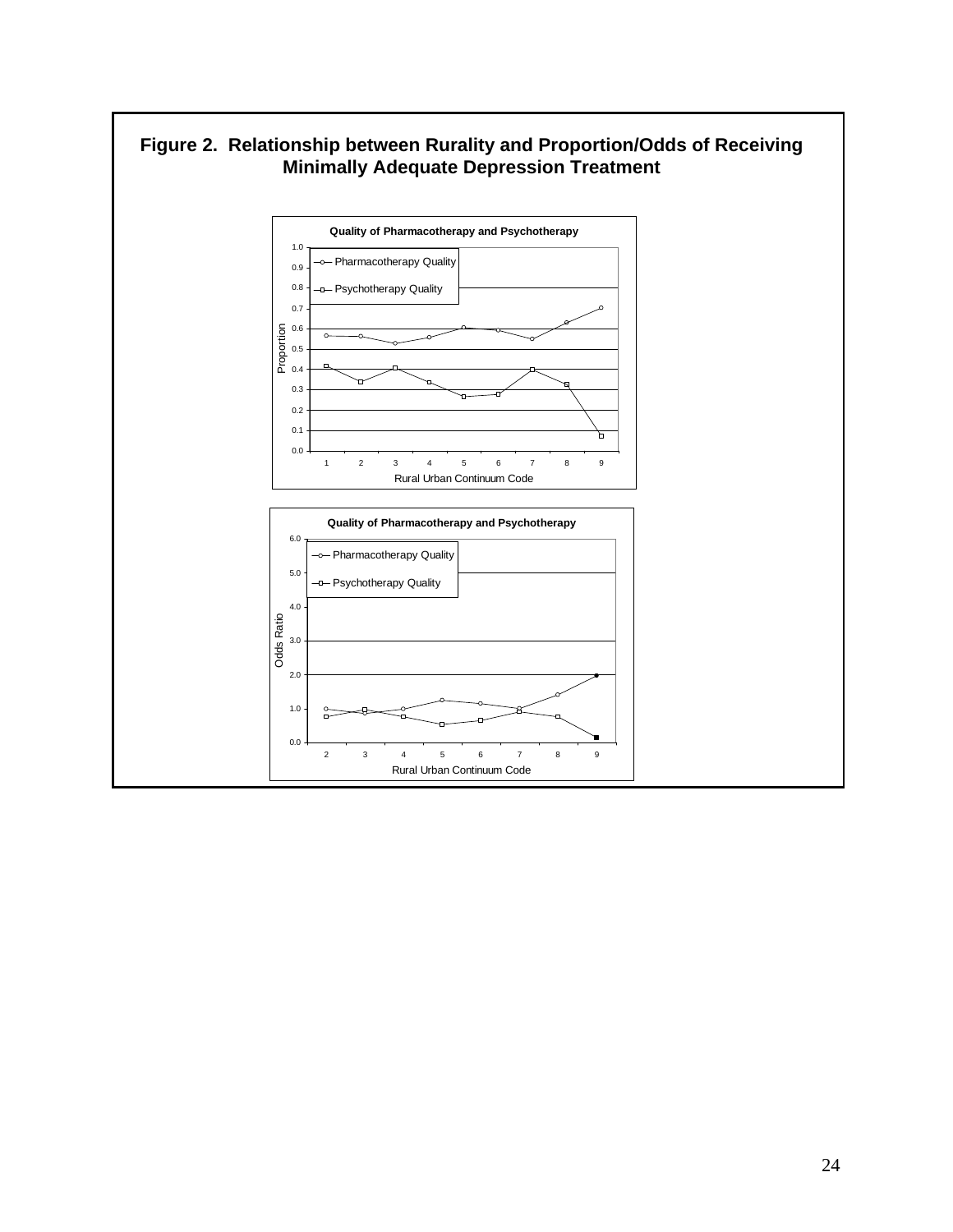**Figure 2. Relationship between Rurality and Proportion/Odds of Receiving Minimally Adequate Depression Treatment**

Quality of Pharmacotherapy and Psychotherapy

Pharmacotherapy Quality

Psychotherapy Quality

Proportion

1.0
0.9
0.8
0.7
0.6
0.5
0.4
0.3
0.2
0.1
0.0

1 2 3 4 5 6 7 8 9

Rural Urban Continuum Code

Quality of Pharmacotherapy and Psychotherapy

Pharmacotherapy Quality

Psychotherapy Quality

Odds Ratio

6.0
5.0
4.0
3.0
2.0
1.0
0.0

2 3 4 5 6 7 8 9

Rural Urban Continuum Code